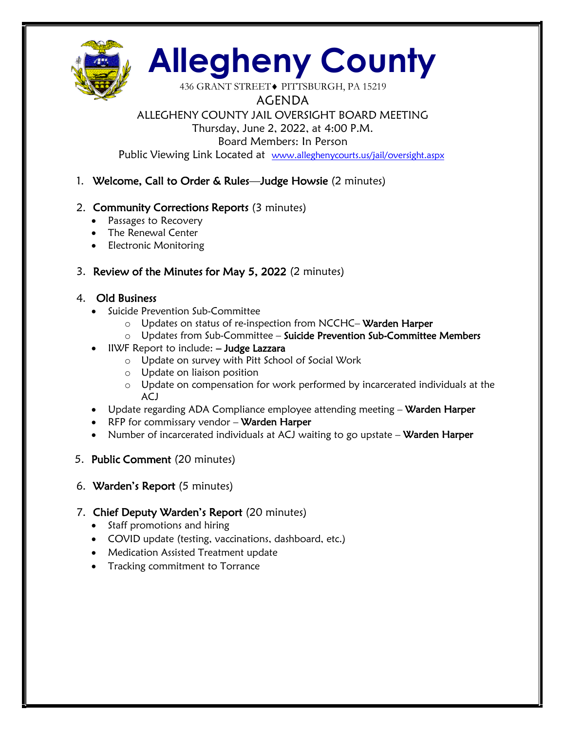# Allegheny County

436 GRANT STREET♦ PITTSBURGH, PA 15219

AGENDA

ALLEGHENY COUNTY JAIL OVERSIGHT BOARD MEETING

Thursday, June 2, 2022, at 4:00 P.M.

Board Members: In Person

Public Viewing Link Located at www.alleghenycourts.us/jail/oversight.aspx

1. **Welcome, Call to Order & Rules—Judge Howsie** (2 minutes)

2. **Community Corrections Reports** (3 minutes)
   - Passages to Recovery
   - The Renewal Center
   - Electronic Monitoring

3. **Review of the Minutes for May 5, 2022** (2 minutes)

4. **Old Business**
   - Suicide Prevention Sub-Committee
     - Updates on status of re-inspection from NCCHC– **Warden Harper**
     - Updates from Sub-Committee – **Suicide Prevention Sub-Committee Members**
   - IIWF Report to include: – **Judge Lazzara**
     - Update on survey with Pitt School of Social Work
     - Update on liaison position
     - Update on compensation for work performed by incarcerated individuals at the ACJ
   - Update regarding ADA Compliance employee attending meeting – **Warden Harper**
   - RFP for commissary vendor – **Warden Harper**
   - Number of incarcerated individuals at ACJ waiting to go upstate – **Warden Harper**

5. **Public Comment** (20 minutes)

6. **Warden's Report** (5 minutes)

7. **Chief Deputy Warden's Report** (20 minutes)
   - Staff promotions and hiring
   - COVID update (testing, vaccinations, dashboard, etc.)
   - Medication Assisted Treatment update
   - Tracking commitment to Torrance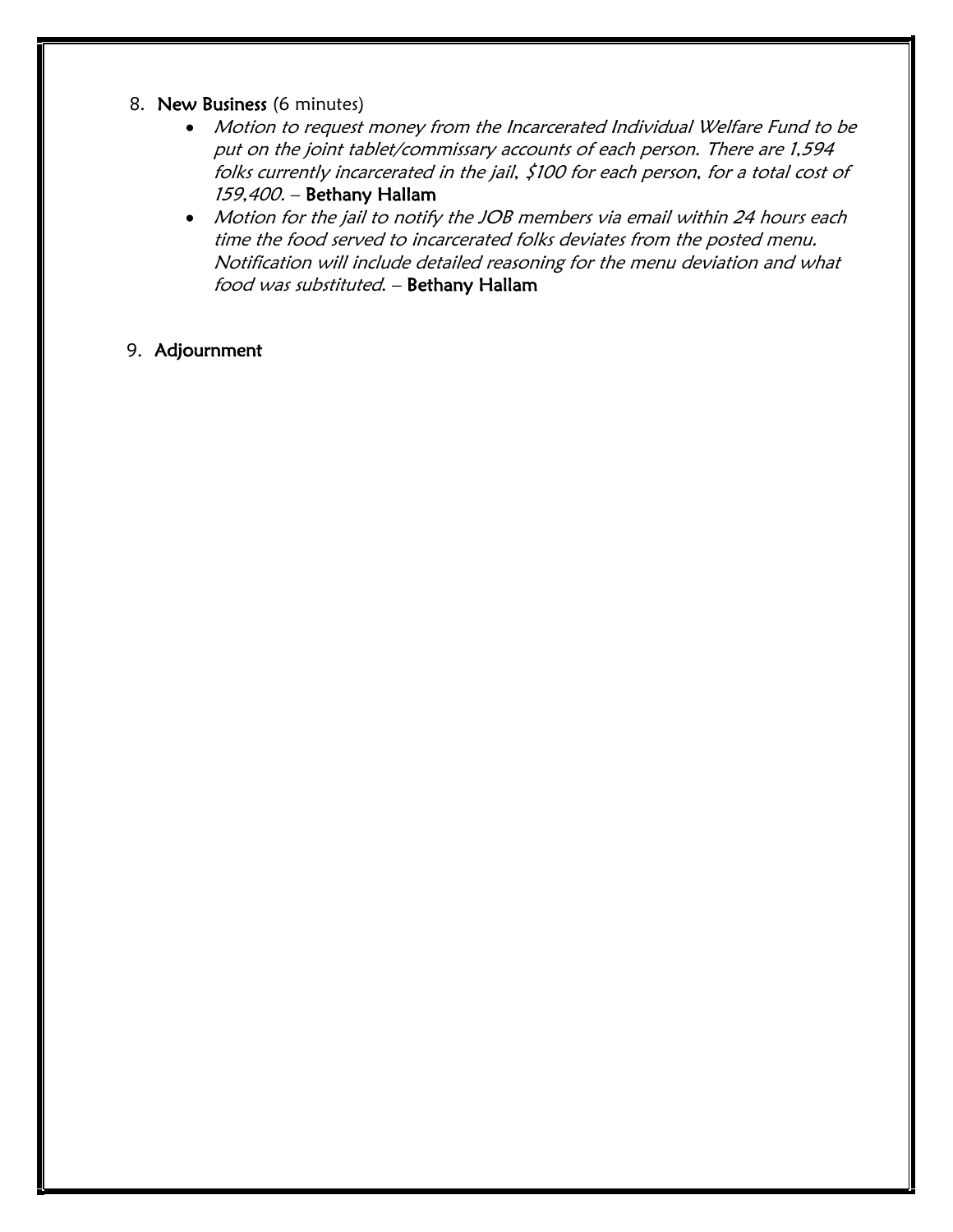8. **New Business** (6 minutes)
   - *Motion to request money from the Incarcerated Individual Welfare Fund to be put on the joint tablet/commissary accounts of each person. There are 1,594 folks currently incarcerated in the jail, $100 for each person, for a total cost of 159,400.* – **Bethany Hallam**
   - *Motion for the jail to notify the JOB members via email within 24 hours each time the food served to incarcerated folks deviates from the posted menu. Notification will include detailed reasoning for the menu deviation and what food was substituted.* – **Bethany Hallam**

9. **Adjournment**